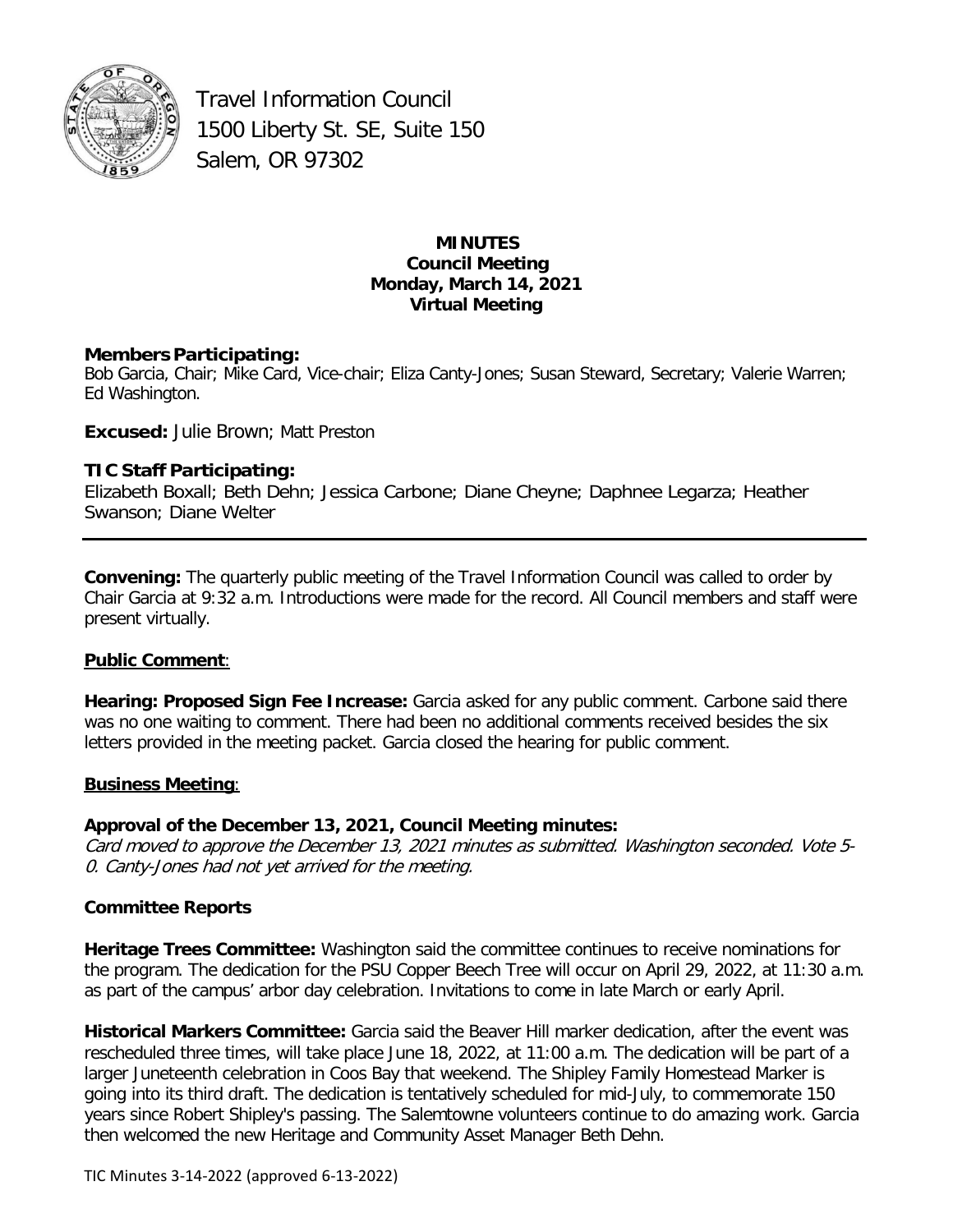Travel Information Council
1500 Liberty St. SE, Suite 150
Salem, OR 97302

**MINUTES**
**Council Meeting**
**Monday, March 14, 2021**
**Virtual Meeting**

**Members Participating:**
Bob Garcia, Chair; Mike Card, Vice-chair; Eliza Canty-Jones; Susan Steward, Secretary; Valerie Warren; Ed Washington.

**Excused:** Julie Brown; Matt Preston

**TIC Staff Participating:**
Elizabeth Boxall; Beth Dehn; Jessica Carbone; Diane Cheyne; Daphnee Legarza; Heather Swanson; Diane Welter

---

**Convening:** The quarterly public meeting of the Travel Information Council was called to order by Chair Garcia at 9:32 a.m. Introductions were made for the record. All Council members and staff were present virtually.

**Public Comment**:

**Hearing: Proposed Sign Fee Increase:** Garcia asked for any public comment. Carbone said there was no one waiting to comment. There had been no additional comments received besides the six letters provided in the meeting packet. Garcia closed the hearing for public comment.

**Business Meeting**:

**Approval of the December 13, 2021, Council Meeting minutes:**
*Card moved to approve the December 13, 2021 minutes as submitted. Washington seconded. Vote 5-0. Canty-Jones had not yet arrived for the meeting.*

**Committee Reports**

**Heritage Trees Committee:** Washington said the committee continues to receive nominations for the program. The dedication for the PSU Copper Beech Tree will occur on April 29, 2022, at 11:30 a.m. as part of the campus' arbor day celebration. Invitations to come in late March or early April.

**Historical Markers Committee:** Garcia said the Beaver Hill marker dedication, after the event was rescheduled three times, will take place June 18, 2022, at 11:00 a.m. The dedication will be part of a larger Juneteenth celebration in Coos Bay that weekend. The Shipley Family Homestead Marker is going into its third draft. The dedication is tentatively scheduled for mid-July, to commemorate 150 years since Robert Shipley's passing. The Salemtowne volunteers continue to do amazing work. Garcia then welcomed the new Heritage and Community Asset Manager Beth Dehn.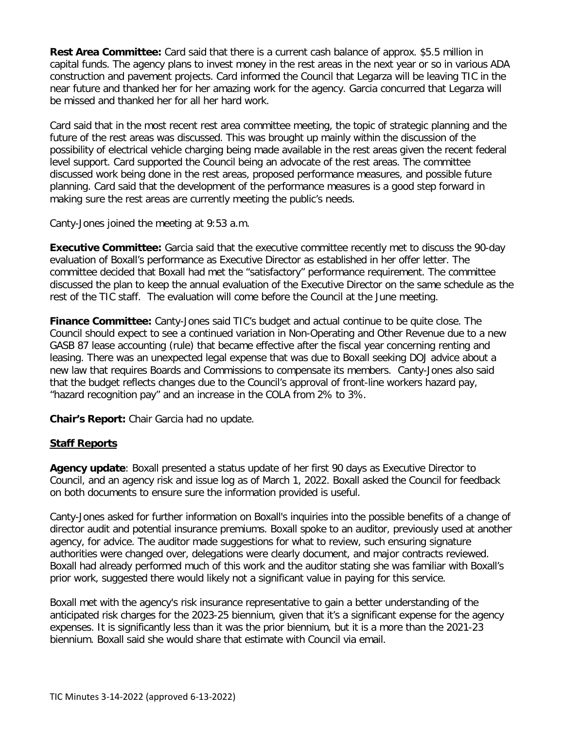**Rest Area Committee:** Card said that there is a current cash balance of approx. $5.5 million in capital funds. The agency plans to invest money in the rest areas in the next year or so in various ADA construction and pavement projects. Card informed the Council that Legarza will be leaving TIC in the near future and thanked her for her amazing work for the agency. Garcia concurred that Legarza will be missed and thanked her for all her hard work.

Card said that in the most recent rest area committee meeting, the topic of strategic planning and the future of the rest areas was discussed. This was brought up mainly within the discussion of the possibility of electrical vehicle charging being made available in the rest areas given the recent federal level support. Card supported the Council being an advocate of the rest areas. The committee discussed work being done in the rest areas, proposed performance measures, and possible future planning. Card said that the development of the performance measures is a good step forward in making sure the rest areas are currently meeting the public's needs.

Canty-Jones joined the meeting at 9:53 a.m.

**Executive Committee:** Garcia said that the executive committee recently met to discuss the 90-day evaluation of Boxall's performance as Executive Director as established in her offer letter. The committee decided that Boxall had met the "satisfactory" performance requirement. The committee discussed the plan to keep the annual evaluation of the Executive Director on the same schedule as the rest of the TIC staff. The evaluation will come before the Council at the June meeting.

**Finance Committee:** Canty-Jones said TIC's budget and actual continue to be quite close. The Council should expect to see a continued variation in Non-Operating and Other Revenue due to a new GASB 87 lease accounting (rule) that became effective after the fiscal year concerning renting and leasing. There was an unexpected legal expense that was due to Boxall seeking DOJ advice about a new law that requires Boards and Commissions to compensate its members. Canty-Jones also said that the budget reflects changes due to the Council's approval of front-line workers hazard pay, "hazard recognition pay" and an increase in the COLA from 2% to 3%.

**Chair's Report:** Chair Garcia had no update.

## Staff Reports

**Agency update**: Boxall presented a status update of her first 90 days as Executive Director to Council, and an agency risk and issue log as of March 1, 2022. Boxall asked the Council for feedback on both documents to ensure sure the information provided is useful.

Canty-Jones asked for further information on Boxall's inquiries into the possible benefits of a change of director audit and potential insurance premiums. Boxall spoke to an auditor, previously used at another agency, for advice. The auditor made suggestions for what to review, such ensuring signature authorities were changed over, delegations were clearly document, and major contracts reviewed. Boxall had already performed much of this work and the auditor stating she was familiar with Boxall's prior work, suggested there would likely not a significant value in paying for this service.

Boxall met with the agency's risk insurance representative to gain a better understanding of the anticipated risk charges for the 2023-25 biennium, given that it's a significant expense for the agency expenses. It is significantly less than it was the prior biennium, but it is a more than the 2021-23 biennium. Boxall said she would share that estimate with Council via email.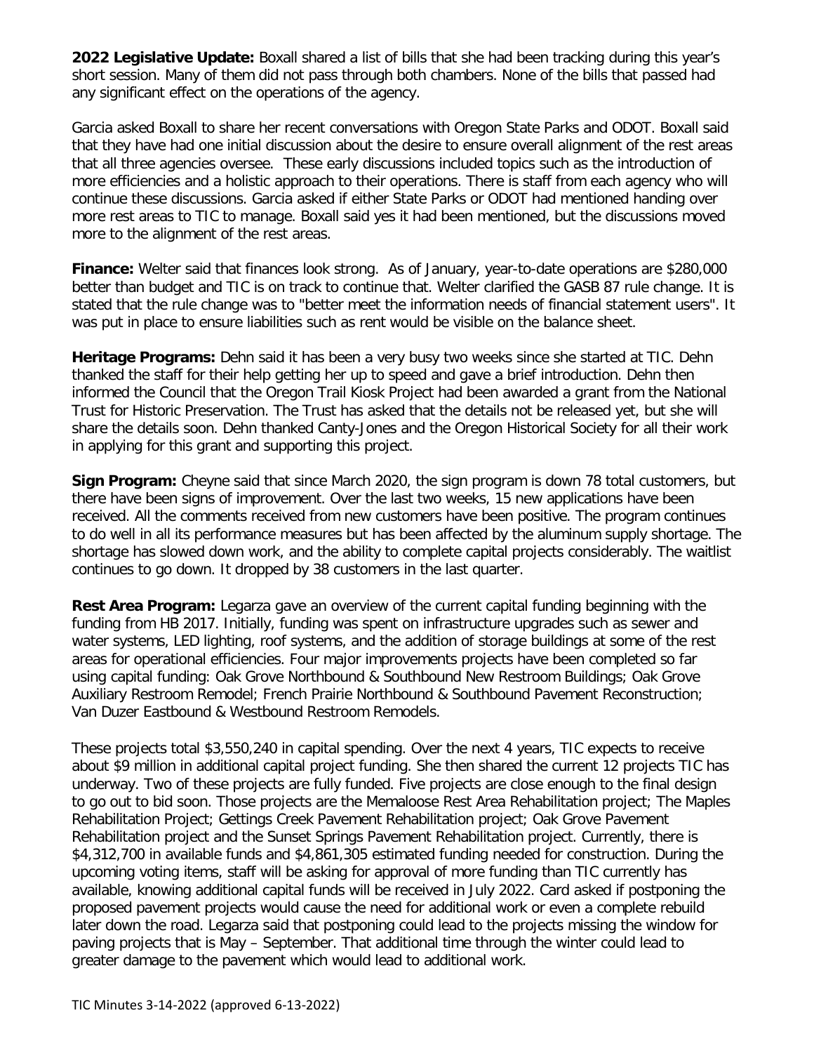**2022 Legislative Update:** Boxall shared a list of bills that she had been tracking during this year's short session. Many of them did not pass through both chambers. None of the bills that passed had any significant effect on the operations of the agency.

Garcia asked Boxall to share her recent conversations with Oregon State Parks and ODOT. Boxall said that they have had one initial discussion about the desire to ensure overall alignment of the rest areas that all three agencies oversee. These early discussions included topics such as the introduction of more efficiencies and a holistic approach to their operations. There is staff from each agency who will continue these discussions. Garcia asked if either State Parks or ODOT had mentioned handing over more rest areas to TIC to manage. Boxall said yes it had been mentioned, but the discussions moved more to the alignment of the rest areas.

**Finance:** Welter said that finances look strong. As of January, year-to-date operations are $280,000 better than budget and TIC is on track to continue that. Welter clarified the GASB 87 rule change. It is stated that the rule change was to "better meet the information needs of financial statement users". It was put in place to ensure liabilities such as rent would be visible on the balance sheet.

**Heritage Programs:** Dehn said it has been a very busy two weeks since she started at TIC. Dehn thanked the staff for their help getting her up to speed and gave a brief introduction. Dehn then informed the Council that the Oregon Trail Kiosk Project had been awarded a grant from the National Trust for Historic Preservation. The Trust has asked that the details not be released yet, but she will share the details soon. Dehn thanked Canty-Jones and the Oregon Historical Society for all their work in applying for this grant and supporting this project.

**Sign Program:** Cheyne said that since March 2020, the sign program is down 78 total customers, but there have been signs of improvement. Over the last two weeks, 15 new applications have been received. All the comments received from new customers have been positive. The program continues to do well in all its performance measures but has been affected by the aluminum supply shortage. The shortage has slowed down work, and the ability to complete capital projects considerably. The waitlist continues to go down. It dropped by 38 customers in the last quarter.

**Rest Area Program:** Legarza gave an overview of the current capital funding beginning with the funding from HB 2017. Initially, funding was spent on infrastructure upgrades such as sewer and water systems, LED lighting, roof systems, and the addition of storage buildings at some of the rest areas for operational efficiencies. Four major improvements projects have been completed so far using capital funding: Oak Grove Northbound & Southbound New Restroom Buildings; Oak Grove Auxiliary Restroom Remodel; French Prairie Northbound & Southbound Pavement Reconstruction; Van Duzer Eastbound & Westbound Restroom Remodels.

These projects total $3,550,240 in capital spending. Over the next 4 years, TIC expects to receive about $9 million in additional capital project funding. She then shared the current 12 projects TIC has underway. Two of these projects are fully funded. Five projects are close enough to the final design to go out to bid soon. Those projects are the Memaloose Rest Area Rehabilitation project; The Maples Rehabilitation Project; Gettings Creek Pavement Rehabilitation project; Oak Grove Pavement Rehabilitation project and the Sunset Springs Pavement Rehabilitation project. Currently, there is $4,312,700 in available funds and $4,861,305 estimated funding needed for construction. During the upcoming voting items, staff will be asking for approval of more funding than TIC currently has available, knowing additional capital funds will be received in July 2022. Card asked if postponing the proposed pavement projects would cause the need for additional work or even a complete rebuild later down the road. Legarza said that postponing could lead to the projects missing the window for paving projects that is May – September. That additional time through the winter could lead to greater damage to the pavement which would lead to additional work.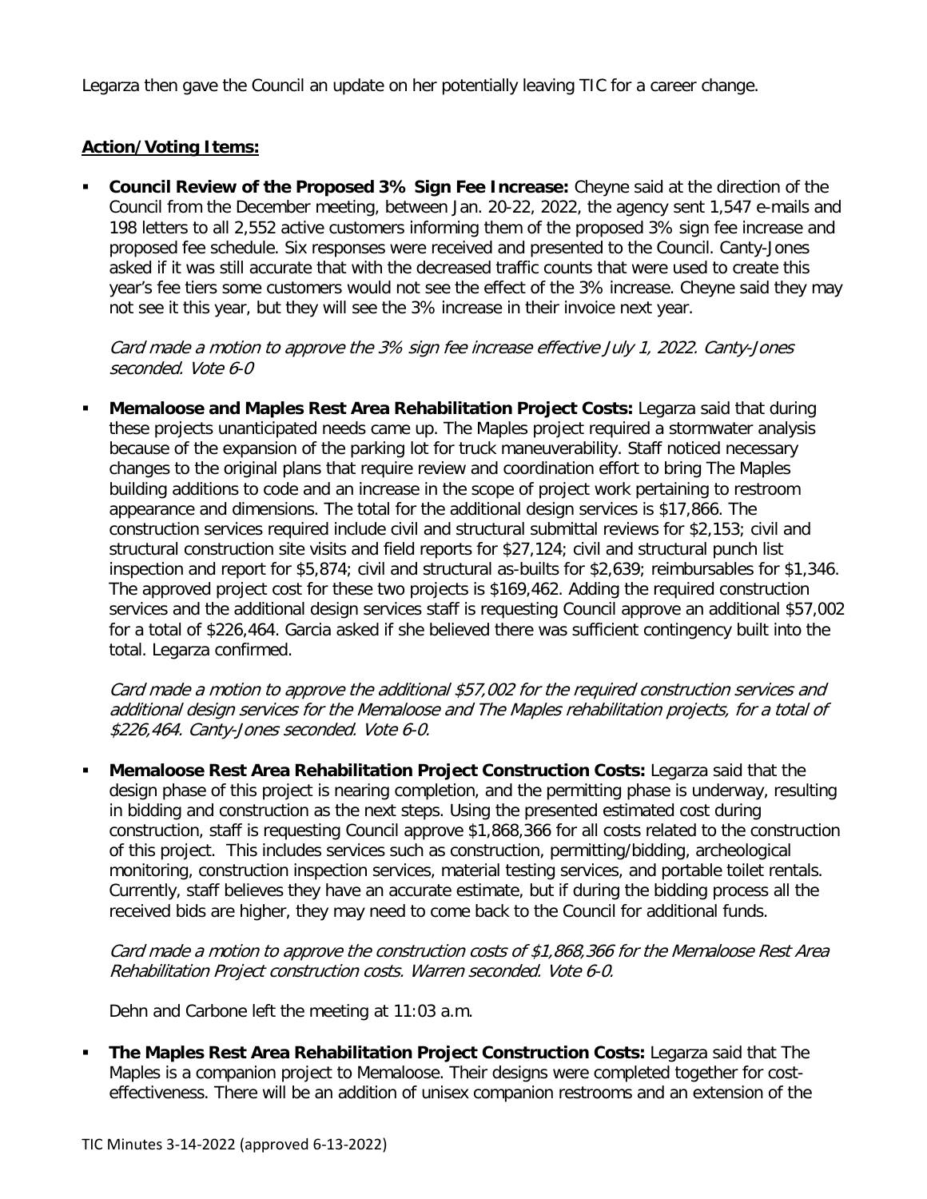Legarza then gave the Council an update on her potentially leaving TIC for a career change.

**Action/Voting Items:**

- **Council Review of the Proposed 3% Sign Fee Increase:** Cheyne said at the direction of the Council from the December meeting, between Jan. 20-22, 2022, the agency sent 1,547 e-mails and 198 letters to all 2,552 active customers informing them of the proposed 3% sign fee increase and proposed fee schedule. Six responses were received and presented to the Council. Canty-Jones asked if it was still accurate that with the decreased traffic counts that were used to create this year's fee tiers some customers would not see the effect of the 3% increase. Cheyne said they may not see it this year, but they will see the 3% increase in their invoice next year.

  *Card made a motion to approve the 3% sign fee increase effective July 1, 2022. Canty-Jones seconded. Vote 6-0*

- **Memaloose and Maples Rest Area Rehabilitation Project Costs:** Legarza said that during these projects unanticipated needs came up. The Maples project required a stormwater analysis because of the expansion of the parking lot for truck maneuverability. Staff noticed necessary changes to the original plans that require review and coordination effort to bring The Maples building additions to code and an increase in the scope of project work pertaining to restroom appearance and dimensions. The total for the additional design services is $17,866. The construction services required include civil and structural submittal reviews for $2,153; civil and structural construction site visits and field reports for $27,124; civil and structural punch list inspection and report for $5,874; civil and structural as-builts for $2,639; reimbursables for $1,346. The approved project cost for these two projects is $169,462. Adding the required construction services and the additional design services staff is requesting Council approve an additional $57,002 for a total of $226,464. Garcia asked if she believed there was sufficient contingency built into the total. Legarza confirmed.

  *Card made a motion to approve the additional $57,002 for the required construction services and additional design services for the Memaloose and The Maples rehabilitation projects, for a total of $226,464. Canty-Jones seconded. Vote 6-0.*

- **Memaloose Rest Area Rehabilitation Project Construction Costs:** Legarza said that the design phase of this project is nearing completion, and the permitting phase is underway, resulting in bidding and construction as the next steps. Using the presented estimated cost during construction, staff is requesting Council approve $1,868,366 for all costs related to the construction of this project. This includes services such as construction, permitting/bidding, archeological monitoring, construction inspection services, material testing services, and portable toilet rentals. Currently, staff believes they have an accurate estimate, but if during the bidding process all the received bids are higher, they may need to come back to the Council for additional funds.

  *Card made a motion to approve the construction costs of $1,868,366 for the Memaloose Rest Area Rehabilitation Project construction costs. Warren seconded. Vote 6-0.*

  Dehn and Carbone left the meeting at 11:03 a.m.

- **The Maples Rest Area Rehabilitation Project Construction Costs:** Legarza said that The Maples is a companion project to Memaloose. Their designs were completed together for cost-effectiveness. There will be an addition of unisex companion restrooms and an extension of the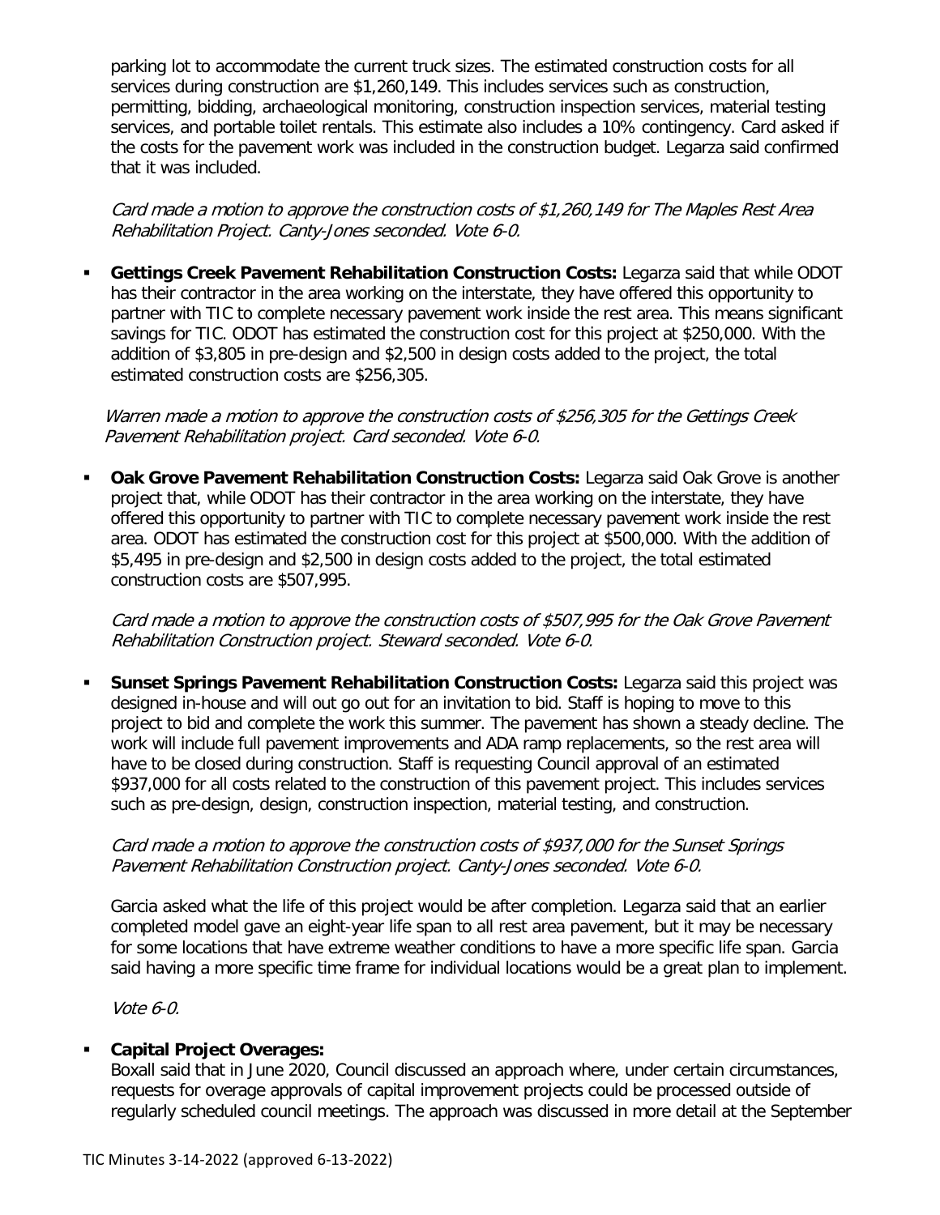parking lot to accommodate the current truck sizes. The estimated construction costs for all services during construction are $1,260,149. This includes services such as construction, permitting, bidding, archaeological monitoring, construction inspection services, material testing services, and portable toilet rentals. This estimate also includes a 10% contingency. Card asked if the costs for the pavement work was included in the construction budget. Legarza said confirmed that it was included.

*Card made a motion to approve the construction costs of $1,260,149 for The Maples Rest Area Rehabilitation Project. Canty-Jones seconded. Vote 6-0.*

- **Gettings Creek Pavement Rehabilitation Construction Costs:** Legarza said that while ODOT has their contractor in the area working on the interstate, they have offered this opportunity to partner with TIC to complete necessary pavement work inside the rest area. This means significant savings for TIC. ODOT has estimated the construction cost for this project at $250,000. With the addition of $3,805 in pre-design and $2,500 in design costs added to the project, the total estimated construction costs are $256,305.

  *Warren made a motion to approve the construction costs of $256,305 for the Gettings Creek Pavement Rehabilitation project. Card seconded. Vote 6-0.*

- **Oak Grove Pavement Rehabilitation Construction Costs:** Legarza said Oak Grove is another project that, while ODOT has their contractor in the area working on the interstate, they have offered this opportunity to partner with TIC to complete necessary pavement work inside the rest area. ODOT has estimated the construction cost for this project at $500,000. With the addition of $5,495 in pre-design and $2,500 in design costs added to the project, the total estimated construction costs are $507,995.

  *Card made a motion to approve the construction costs of $507,995 for the Oak Grove Pavement Rehabilitation Construction project. Steward seconded. Vote 6-0.*

- **Sunset Springs Pavement Rehabilitation Construction Costs:** Legarza said this project was designed in-house and will out go out for an invitation to bid. Staff is hoping to move to this project to bid and complete the work this summer. The pavement has shown a steady decline. The work will include full pavement improvements and ADA ramp replacements, so the rest area will have to be closed during construction. Staff is requesting Council approval of an estimated $937,000 for all costs related to the construction of this pavement project. This includes services such as pre-design, design, construction inspection, material testing, and construction.

  *Card made a motion to approve the construction costs of $937,000 for the Sunset Springs Pavement Rehabilitation Construction project. Canty-Jones seconded. Vote 6-0.*

  Garcia asked what the life of this project would be after completion. Legarza said that an earlier completed model gave an eight-year life span to all rest area pavement, but it may be necessary for some locations that have extreme weather conditions to have a more specific life span. Garcia said having a more specific time frame for individual locations would be a great plan to implement.

  *Vote 6-0.*

- **Capital Project Overages:**
  Boxall said that in June 2020, Council discussed an approach where, under certain circumstances, requests for overage approvals of capital improvement projects could be processed outside of regularly scheduled council meetings. The approach was discussed in more detail at the September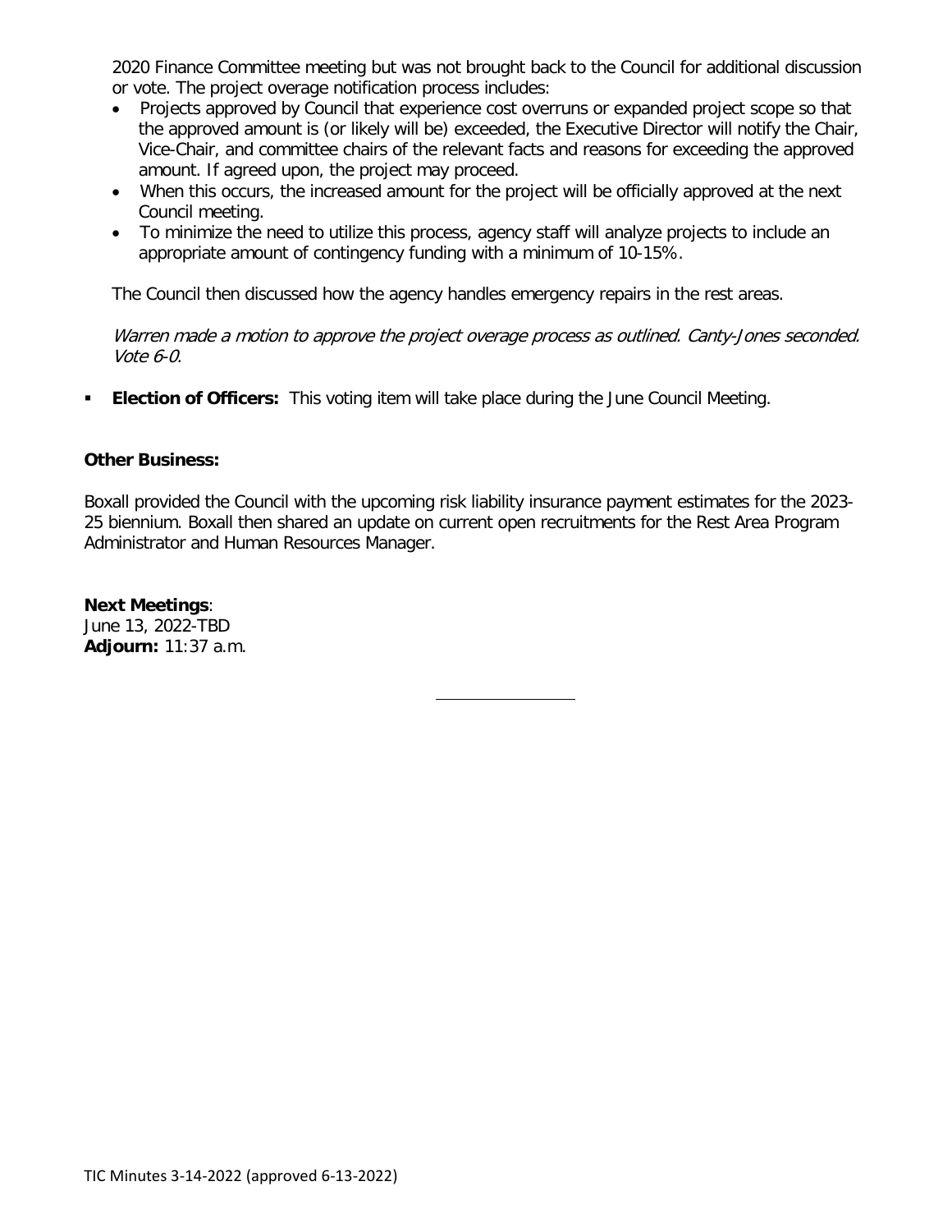2020 Finance Committee meeting but was not brought back to the Council for additional discussion or vote. The project overage notification process includes:

- Projects approved by Council that experience cost overruns or expanded project scope so that the approved amount is (or likely will be) exceeded, the Executive Director will notify the Chair, Vice-Chair, and committee chairs of the relevant facts and reasons for exceeding the approved amount. If agreed upon, the project may proceed.
- When this occurs, the increased amount for the project will be officially approved at the next Council meeting.
- To minimize the need to utilize this process, agency staff will analyze projects to include an appropriate amount of contingency funding with a minimum of 10-15%.

The Council then discussed how the agency handles emergency repairs in the rest areas.

*Warren made a motion to approve the project overage process as outlined. Canty-Jones seconded. Vote 6-0.*

- **Election of Officers:** This voting item will take place during the June Council Meeting.

**Other Business:**

Boxall provided the Council with the upcoming risk liability insurance payment estimates for the 2023-25 biennium. Boxall then shared an update on current open recruitments for the Rest Area Program Administrator and Human Resources Manager.

**Next Meetings**:
June 13, 2022-TBD
**Adjourn:** 11:37 a.m.

TIC Minutes 3-14-2022 (approved 6-13-2022)